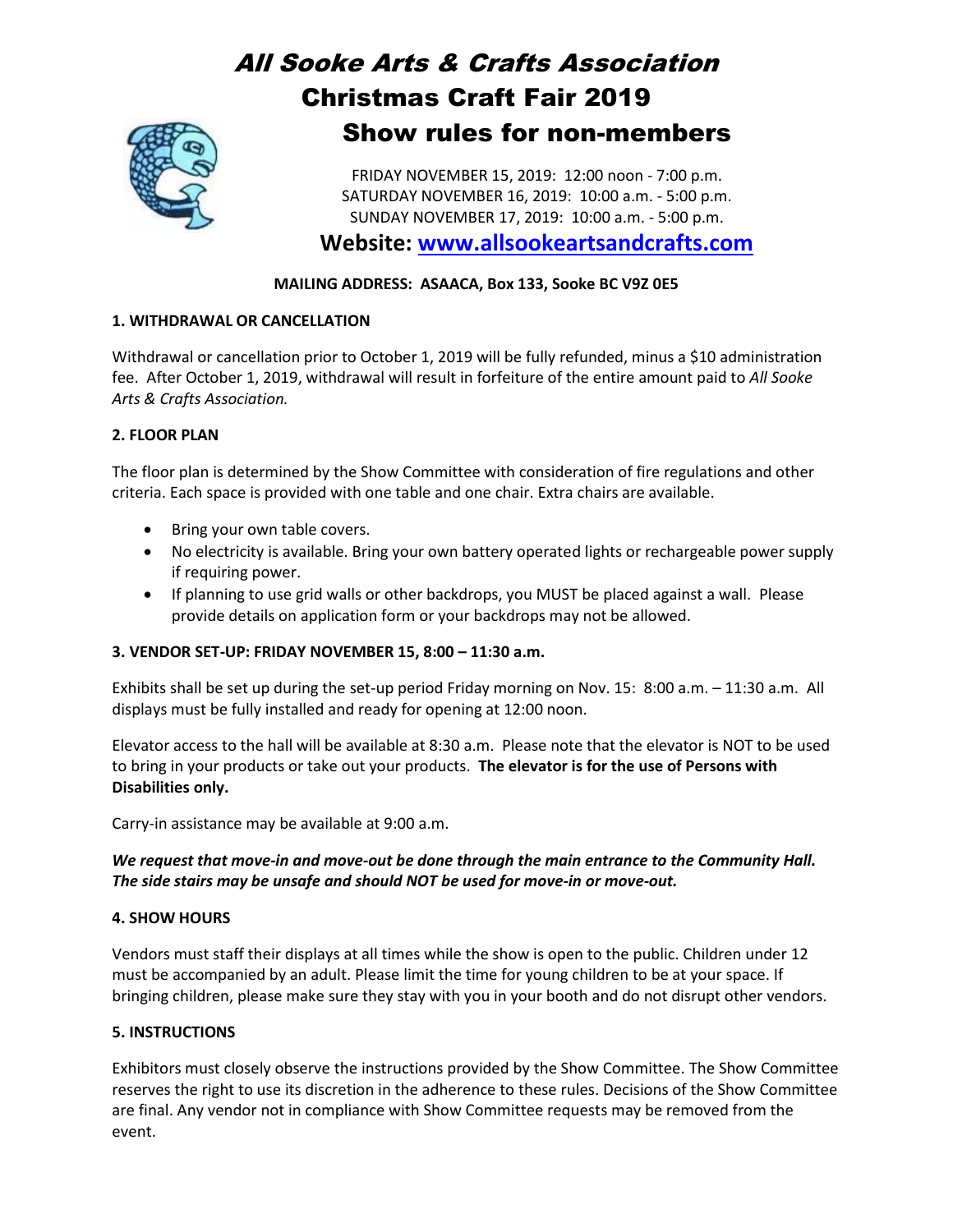# *All Sooke Arts & Crafts Association*

## Christmas Craft Fair 2019

## Show rules for non-members

FRIDAY NOVEMBER 15, 2019: 12:00 noon - 7:00 p.m.
SATURDAY NOVEMBER 16, 2019: 10:00 a.m. - 5:00 p.m.
SUNDAY NOVEMBER 17, 2019: 10:00 a.m. - 5:00 p.m.

**Website: www.allsookeartsandcrafts.com**

**MAILING ADDRESS: ASAACA, Box 133, Sooke BC V9Z 0E5**

**1. WITHDRAWAL OR CANCELLATION**

Withdrawal or cancellation prior to October 1, 2019 will be fully refunded, minus a $10 administration fee. After October 1, 2019, withdrawal will result in forfeiture of the entire amount paid to *All Sooke Arts & Crafts Association.*

**2. FLOOR PLAN**

The floor plan is determined by the Show Committee with consideration of fire regulations and other criteria. Each space is provided with one table and one chair. Extra chairs are available.

- Bring your own table covers.
- No electricity is available. Bring your own battery operated lights or rechargeable power supply if requiring power.
- If planning to use grid walls or other backdrops, you MUST be placed against a wall. Please provide details on application form or your backdrops may not be allowed.

**3. VENDOR SET-UP: FRIDAY NOVEMBER 15, 8:00 – 11:30 a.m.**

Exhibits shall be set up during the set-up period Friday morning on Nov. 15: 8:00 a.m. – 11:30 a.m. All displays must be fully installed and ready for opening at 12:00 noon.

Elevator access to the hall will be available at 8:30 a.m. Please note that the elevator is NOT to be used to bring in your products or take out your products. **The elevator is for the use of Persons with Disabilities only.**

Carry-in assistance may be available at 9:00 a.m.

***We request that move-in and move-out be done through the main entrance to the Community Hall. The side stairs may be unsafe and should NOT be used for move-in or move-out.***

**4. SHOW HOURS**

Vendors must staff their displays at all times while the show is open to the public. Children under 12 must be accompanied by an adult. Please limit the time for young children to be at your space. If bringing children, please make sure they stay with you in your booth and do not disrupt other vendors.

**5. INSTRUCTIONS**

Exhibitors must closely observe the instructions provided by the Show Committee. The Show Committee reserves the right to use its discretion in the adherence to these rules. Decisions of the Show Committee are final. Any vendor not in compliance with Show Committee requests may be removed from the event.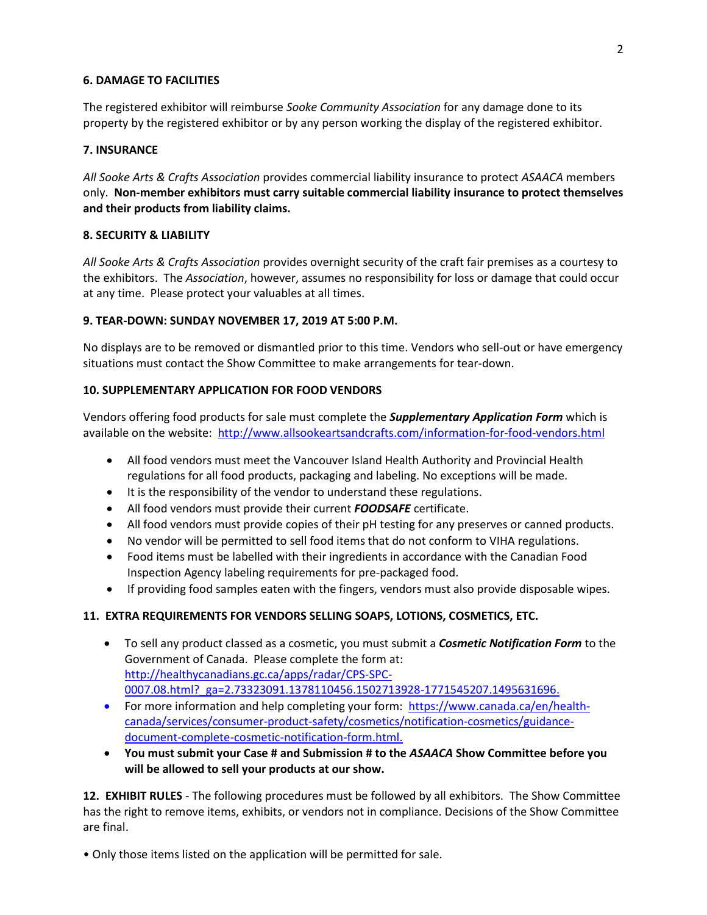**6. DAMAGE TO FACILITIES**

The registered exhibitor will reimburse *Sooke Community Association* for any damage done to its property by the registered exhibitor or by any person working the display of the registered exhibitor.

**7. INSURANCE**

*All Sooke Arts & Crafts Association* provides commercial liability insurance to protect *ASAACA* members only. **Non-member exhibitors must carry suitable commercial liability insurance to protect themselves and their products from liability claims.**

**8. SECURITY & LIABILITY**

*All Sooke Arts & Crafts Association* provides overnight security of the craft fair premises as a courtesy to the exhibitors. The *Association*, however, assumes no responsibility for loss or damage that could occur at any time. Please protect your valuables at all times.

**9. TEAR-DOWN: SUNDAY NOVEMBER 17, 2019 AT 5:00 P.M.**

No displays are to be removed or dismantled prior to this time. Vendors who sell-out or have emergency situations must contact the Show Committee to make arrangements for tear-down.

**10. SUPPLEMENTARY APPLICATION FOR FOOD VENDORS**

Vendors offering food products for sale must complete the ***Supplementary Application Form*** which is available on the website: http://www.allsookeartsandcrafts.com/information-for-food-vendors.html

- All food vendors must meet the Vancouver Island Health Authority and Provincial Health regulations for all food products, packaging and labeling. No exceptions will be made.
- It is the responsibility of the vendor to understand these regulations.
- All food vendors must provide their current ***FOODSAFE*** certificate.
- All food vendors must provide copies of their pH testing for any preserves or canned products.
- No vendor will be permitted to sell food items that do not conform to VIHA regulations.
- Food items must be labelled with their ingredients in accordance with the Canadian Food Inspection Agency labeling requirements for pre-packaged food.
- If providing food samples eaten with the fingers, vendors must also provide disposable wipes.

**11. EXTRA REQUIREMENTS FOR VENDORS SELLING SOAPS, LOTIONS, COSMETICS, ETC.**

- To sell any product classed as a cosmetic, you must submit a ***Cosmetic Notification Form*** to the Government of Canada. Please complete the form at: http://healthycanadians.gc.ca/apps/radar/CPS-SPC-0007.08.html?_ga=2.73323091.1378110456.1502713928-1771545207.1495631696.
- For more information and help completing your form: https://www.canada.ca/en/health-canada/services/consumer-product-safety/cosmetics/notification-cosmetics/guidance-document-complete-cosmetic-notification-form.html.
- **You must submit your Case # and Submission # to the *ASAACA* Show Committee before you will be allowed to sell your products at our show.**

**12. EXHIBIT RULES** - The following procedures must be followed by all exhibitors. The Show Committee has the right to remove items, exhibits, or vendors not in compliance. Decisions of the Show Committee are final.

- Only those items listed on the application will be permitted for sale.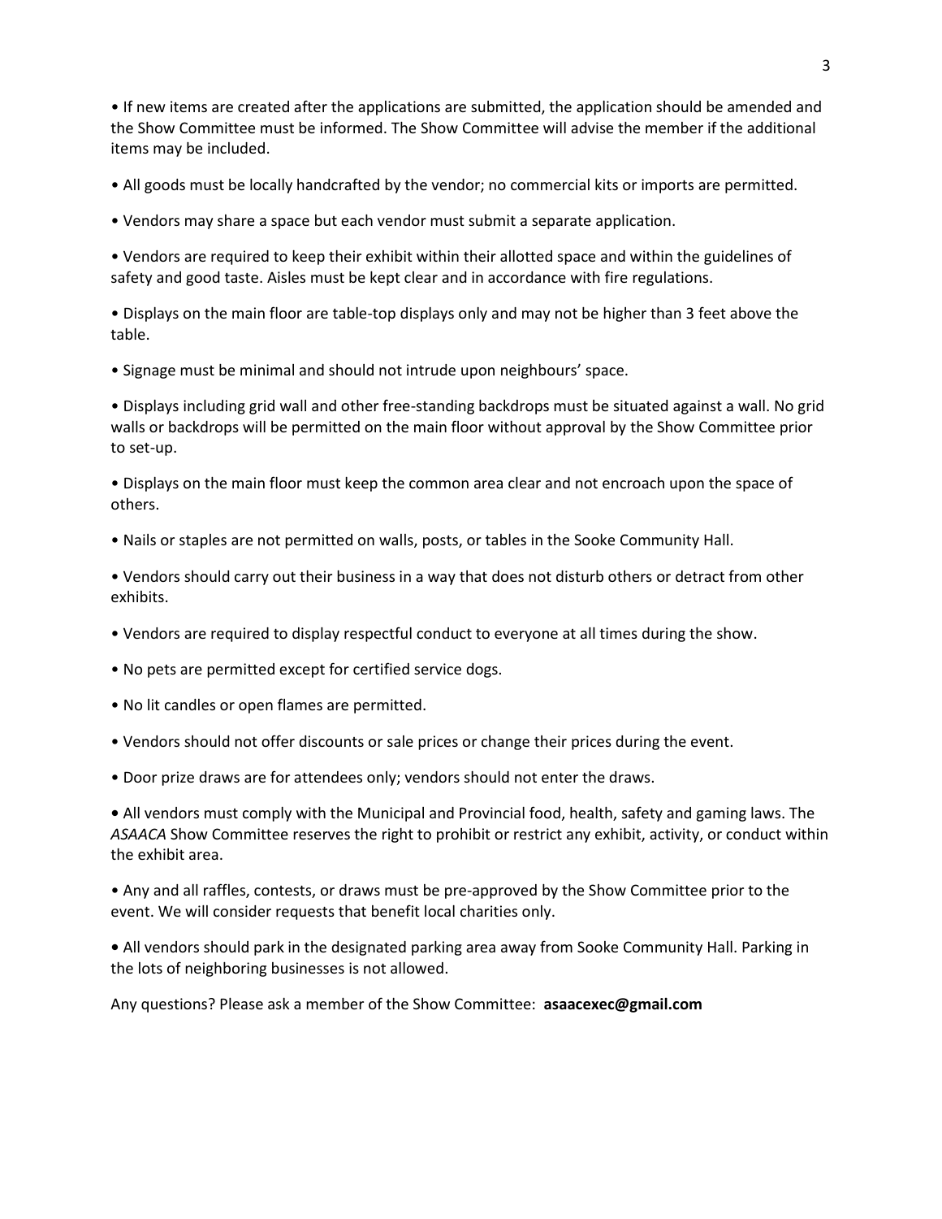- If new items are created after the applications are submitted, the application should be amended and the Show Committee must be informed. The Show Committee will advise the member if the additional items may be included.

- All goods must be locally handcrafted by the vendor; no commercial kits or imports are permitted.

- Vendors may share a space but each vendor must submit a separate application.

- Vendors are required to keep their exhibit within their allotted space and within the guidelines of safety and good taste. Aisles must be kept clear and in accordance with fire regulations.

- Displays on the main floor are table-top displays only and may not be higher than 3 feet above the table.

- Signage must be minimal and should not intrude upon neighbours' space.

- Displays including grid wall and other free-standing backdrops must be situated against a wall. No grid walls or backdrops will be permitted on the main floor without approval by the Show Committee prior to set-up.

- Displays on the main floor must keep the common area clear and not encroach upon the space of others.

- Nails or staples are not permitted on walls, posts, or tables in the Sooke Community Hall.

- Vendors should carry out their business in a way that does not disturb others or detract from other exhibits.

- Vendors are required to display respectful conduct to everyone at all times during the show.

- No pets are permitted except for certified service dogs.

- No lit candles or open flames are permitted.

- Vendors should not offer discounts or sale prices or change their prices during the event.

- Door prize draws are for attendees only; vendors should not enter the draws.

- All vendors must comply with the Municipal and Provincial food, health, safety and gaming laws. The *ASAACA* Show Committee reserves the right to prohibit or restrict any exhibit, activity, or conduct within the exhibit area.

- Any and all raffles, contests, or draws must be pre-approved by the Show Committee prior to the event. We will consider requests that benefit local charities only.

- All vendors should park in the designated parking area away from Sooke Community Hall. Parking in the lots of neighboring businesses is not allowed.

Any questions? Please ask a member of the Show Committee: **asaacexec@gmail.com**